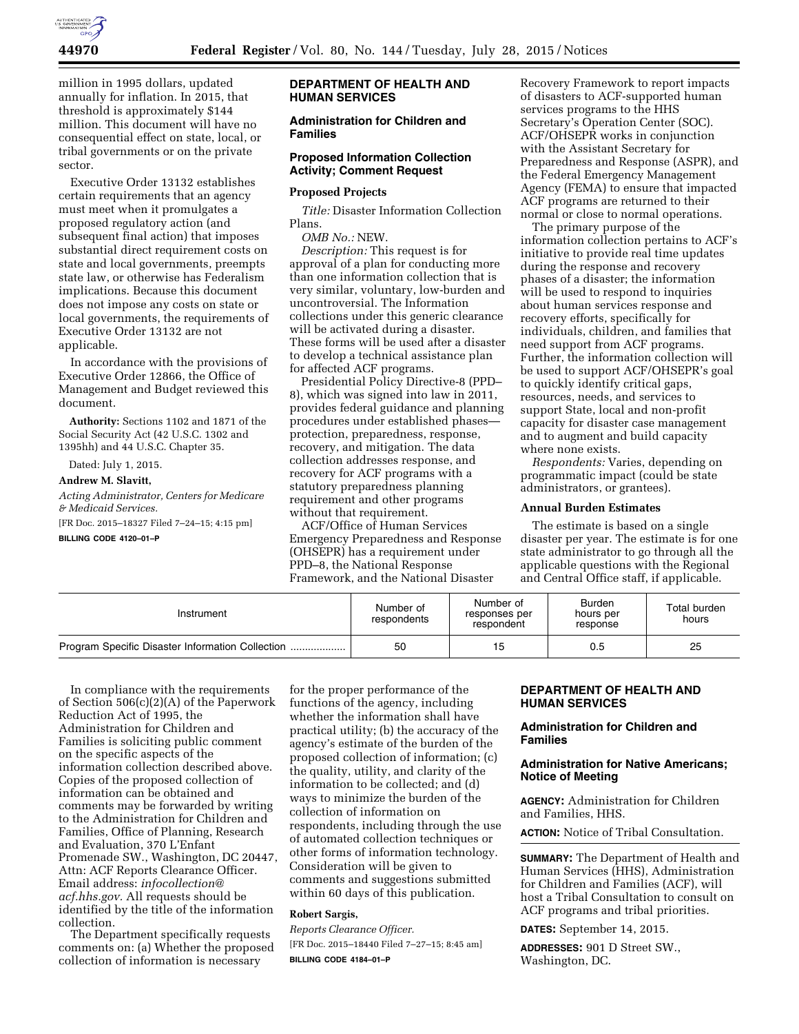million in 1995 dollars, updated annually for inflation. In 2015, that threshold is approximately $144 million. This document will have no consequential effect on state, local, or tribal governments or on the private sector.

Executive Order 13132 establishes certain requirements that an agency must meet when it promulgates a proposed regulatory action (and subsequent final action) that imposes substantial direct requirement costs on state and local governments, preempts state law, or otherwise has Federalism implications. Because this document does not impose any costs on state or local governments, the requirements of Executive Order 13132 are not applicable.

In accordance with the provisions of Executive Order 12866, the Office of Management and Budget reviewed this document.

**Authority:** Sections 1102 and 1871 of the Social Security Act (42 U.S.C. 1302 and 1395hh) and 44 U.S.C. Chapter 35.

Dated: July 1, 2015.

**Andrew M. Slavitt,**

*Acting Administrator, Centers for Medicare & Medicaid Services.*

[FR Doc. 2015–18327 Filed 7–24–15; 4:15 pm]

**BILLING CODE 4120–01–P**

## DEPARTMENT OF HEALTH AND HUMAN SERVICES

### Administration for Children and Families

### Proposed Information Collection Activity; Comment Request

#### Proposed Projects

*Title:* Disaster Information Collection Plans.

*OMB No.:* NEW.

*Description:* This request is for approval of a plan for conducting more than one information collection that is very similar, voluntary, low-burden and uncontroversial. The Information collections under this generic clearance will be activated during a disaster. These forms will be used after a disaster to develop a technical assistance plan for affected ACF programs.

Presidential Policy Directive-8 (PPD–8), which was signed into law in 2011, provides federal guidance and planning procedures under established phases—protection, preparedness, response, recovery, and mitigation. The data collection addresses response, and recovery for ACF programs with a statutory preparedness planning requirement and other programs without that requirement.

ACF/Office of Human Services Emergency Preparedness and Response (OHSEPR) has a requirement under PPD–8, the National Response Framework, and the National Disaster Recovery Framework to report impacts of disasters to ACF-supported human services programs to the HHS Secretary's Operation Center (SOC). ACF/OHSEPR works in conjunction with the Assistant Secretary for Preparedness and Response (ASPR), and the Federal Emergency Management Agency (FEMA) to ensure that impacted ACF programs are returned to their normal or close to normal operations.

The primary purpose of the information collection pertains to ACF's initiative to provide real time updates during the response and recovery phases of a disaster; the information will be used to respond to inquiries about human services response and recovery efforts, specifically for individuals, children, and families that need support from ACF programs. Further, the information collection will be used to support ACF/OHSEPR's goal to quickly identify critical gaps, resources, needs, and services to support State, local and non-profit capacity for disaster case management and to augment and build capacity where none exists.

*Respondents:* Varies, depending on programmatic impact (could be state administrators, or grantees).

#### Annual Burden Estimates

The estimate is based on a single disaster per year. The estimate is for one state administrator to go through all the applicable questions with the Regional and Central Office staff, if applicable.

| Instrument | Number of respondents | Number of responses per respondent | Burden hours per response | Total burden hours |
|---|---|---|---|---|
| Program Specific Disaster Information Collection | 50 | 15 | 0.5 | 25 |

In compliance with the requirements of Section 506(c)(2)(A) of the Paperwork Reduction Act of 1995, the Administration for Children and Families is soliciting public comment on the specific aspects of the information collection described above. Copies of the proposed collection of information can be obtained and comments may be forwarded by writing to the Administration for Children and Families, Office of Planning, Research and Evaluation, 370 L'Enfant Promenade SW., Washington, DC 20447, Attn: ACF Reports Clearance Officer. Email address: *infocollection@acf.hhs.gov.* All requests should be identified by the title of the information collection.

The Department specifically requests comments on: (a) Whether the proposed collection of information is necessary for the proper performance of the functions of the agency, including whether the information shall have practical utility; (b) the accuracy of the agency's estimate of the burden of the proposed collection of information; (c) the quality, utility, and clarity of the information to be collected; and (d) ways to minimize the burden of the collection of information on respondents, including through the use of automated collection techniques or other forms of information technology. Consideration will be given to comments and suggestions submitted within 60 days of this publication.

**Robert Sargis,**

*Reports Clearance Officer.*

[FR Doc. 2015–18440 Filed 7–27–15; 8:45 am]

**BILLING CODE 4184–01–P**

## DEPARTMENT OF HEALTH AND HUMAN SERVICES

### Administration for Children and Families

### Administration for Native Americans; Notice of Meeting

**AGENCY:** Administration for Children and Families, HHS.

**ACTION:** Notice of Tribal Consultation.

**SUMMARY:** The Department of Health and Human Services (HHS), Administration for Children and Families (ACF), will host a Tribal Consultation to consult on ACF programs and tribal priorities.

**DATES:** September 14, 2015.

**ADDRESSES:** 901 D Street SW., Washington, DC.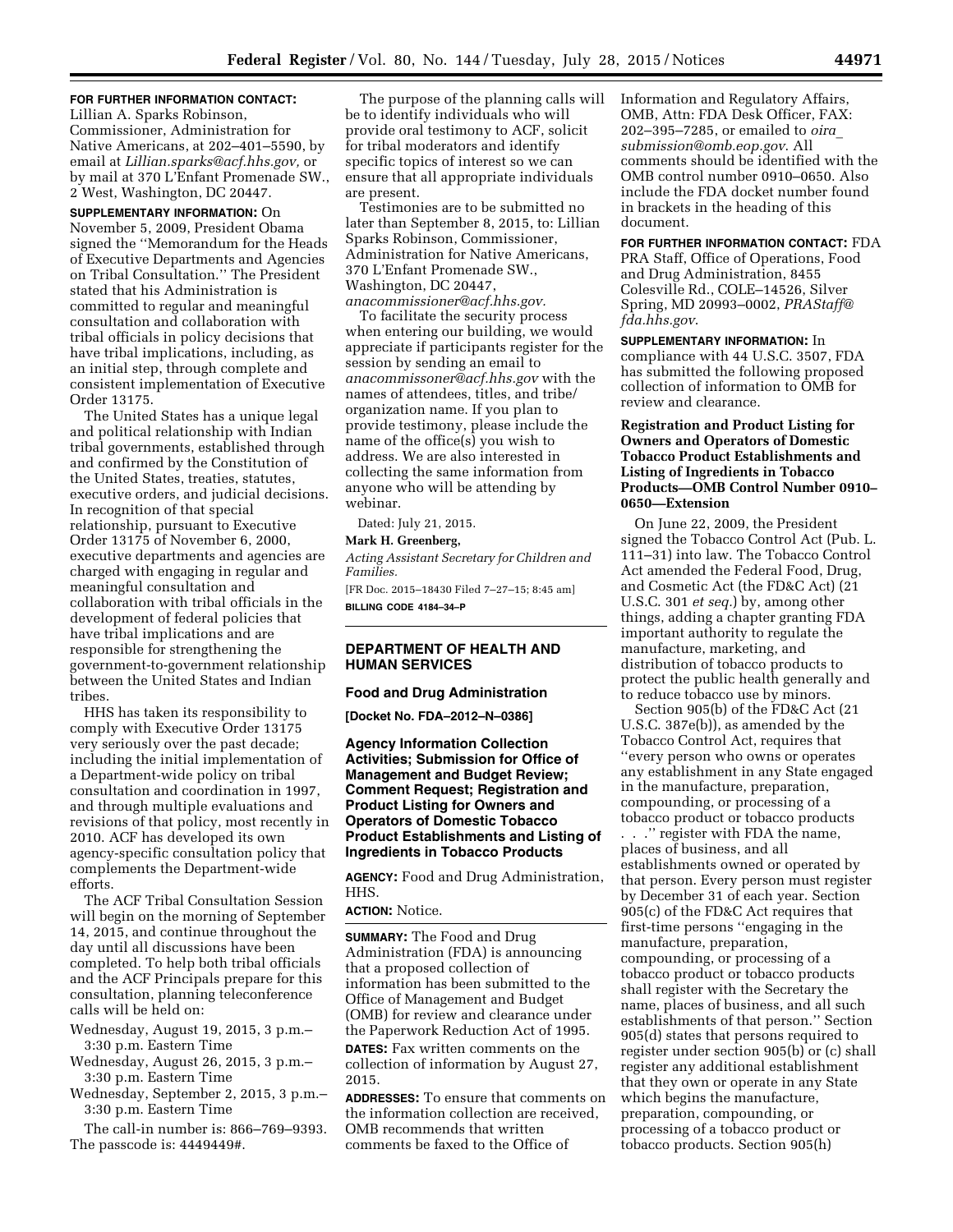**FOR FURTHER INFORMATION CONTACT:** Lillian A. Sparks Robinson, Commissioner, Administration for Native Americans, at 202–401–5590, by email at *Lillian.sparks@acf.hhs.gov,* or by mail at 370 L'Enfant Promenade SW., 2 West, Washington, DC 20447.

**SUPPLEMENTARY INFORMATION:** On November 5, 2009, President Obama signed the ''Memorandum for the Heads of Executive Departments and Agencies on Tribal Consultation.'' The President stated that his Administration is committed to regular and meaningful consultation and collaboration with tribal officials in policy decisions that have tribal implications, including, as an initial step, through complete and consistent implementation of Executive Order 13175.

The United States has a unique legal and political relationship with Indian tribal governments, established through and confirmed by the Constitution of the United States, treaties, statutes, executive orders, and judicial decisions. In recognition of that special relationship, pursuant to Executive Order 13175 of November 6, 2000, executive departments and agencies are charged with engaging in regular and meaningful consultation and collaboration with tribal officials in the development of federal policies that have tribal implications and are responsible for strengthening the government-to-government relationship between the United States and Indian tribes.

HHS has taken its responsibility to comply with Executive Order 13175 very seriously over the past decade; including the initial implementation of a Department-wide policy on tribal consultation and coordination in 1997, and through multiple evaluations and revisions of that policy, most recently in 2010. ACF has developed its own agency-specific consultation policy that complements the Department-wide efforts.

The ACF Tribal Consultation Session will begin on the morning of September 14, 2015, and continue throughout the day until all discussions have been completed. To help both tribal officials and the ACF Principals prepare for this consultation, planning teleconference calls will be held on:

Wednesday, August 19, 2015, 3 p.m.–3:30 p.m. Eastern Time
Wednesday, August 26, 2015, 3 p.m.–3:30 p.m. Eastern Time
Wednesday, September 2, 2015, 3 p.m.–3:30 p.m. Eastern Time

The call-in number is: 866–769–9393. The passcode is: 4449449#.

The purpose of the planning calls will be to identify individuals who will provide oral testimony to ACF, solicit for tribal moderators and identify specific topics of interest so we can ensure that all appropriate individuals are present.

Testimonies are to be submitted no later than September 8, 2015, to: Lillian Sparks Robinson, Commissioner, Administration for Native Americans, 370 L'Enfant Promenade SW., Washington, DC 20447, *anacommissioner@acf.hhs.gov.*

To facilitate the security process when entering our building, we would appreciate if participants register for the session by sending an email to *anacommissoner@acf.hhs.gov* with the names of attendees, titles, and tribe/organization name. If you plan to provide testimony, please include the name of the office(s) you wish to address. We are also interested in collecting the same information from anyone who will be attending by webinar.

Dated: July 21, 2015.

**Mark H. Greenberg,**

*Acting Assistant Secretary for Children and Families.*

[FR Doc. 2015–18430 Filed 7–27–15; 8:45 am]

**BILLING CODE 4184–34–P**

---

## DEPARTMENT OF HEALTH AND HUMAN SERVICES

### Food and Drug Administration

**[Docket No. FDA–2012–N–0386]**

### Agency Information Collection Activities; Submission for Office of Management and Budget Review; Comment Request; Registration and Product Listing for Owners and Operators of Domestic Tobacco Product Establishments and Listing of Ingredients in Tobacco Products

**AGENCY:** Food and Drug Administration, HHS.

**ACTION:** Notice.

**SUMMARY:** The Food and Drug Administration (FDA) is announcing that a proposed collection of information has been submitted to the Office of Management and Budget (OMB) for review and clearance under the Paperwork Reduction Act of 1995.

**DATES:** Fax written comments on the collection of information by August 27, 2015.

**ADDRESSES:** To ensure that comments on the information collection are received, OMB recommends that written comments be faxed to the Office of Information and Regulatory Affairs, OMB, Attn: FDA Desk Officer, FAX: 202–395–7285, or emailed to *oira_submission@omb.eop.gov.* All comments should be identified with the OMB control number 0910–0650. Also include the FDA docket number found in brackets in the heading of this document.

**FOR FURTHER INFORMATION CONTACT:** FDA PRA Staff, Office of Operations, Food and Drug Administration, 8455 Colesville Rd., COLE–14526, Silver Spring, MD 20993–0002, *PRAStaff@fda.hhs.gov.*

**SUPPLEMENTARY INFORMATION:** In compliance with 44 U.S.C. 3507, FDA has submitted the following proposed collection of information to OMB for review and clearance.

#### Registration and Product Listing for Owners and Operators of Domestic Tobacco Product Establishments and Listing of Ingredients in Tobacco Products—OMB Control Number 0910–0650—Extension

On June 22, 2009, the President signed the Tobacco Control Act (Pub. L. 111–31) into law. The Tobacco Control Act amended the Federal Food, Drug, and Cosmetic Act (the FD&C Act) (21 U.S.C. 301 *et seq.*) by, among other things, adding a chapter granting FDA important authority to regulate the manufacture, marketing, and distribution of tobacco products to protect the public health generally and to reduce tobacco use by minors.

Section 905(b) of the FD&C Act (21 U.S.C. 387e(b)), as amended by the Tobacco Control Act, requires that ''every person who owns or operates any establishment in any State engaged in the manufacture, preparation, compounding, or processing of a tobacco product or tobacco products . . .'' register with FDA the name, places of business, and all establishments owned or operated by that person. Every person must register by December 31 of each year. Section 905(c) of the FD&C Act requires that first-time persons ''engaging in the manufacture, preparation, compounding, or processing of a tobacco product or tobacco products shall register with the Secretary the name, places of business, and all such establishments of that person.'' Section 905(d) states that persons required to register under section 905(b) or (c) shall register any additional establishment that they own or operate in any State which begins the manufacture, preparation, compounding, or processing of a tobacco product or tobacco products. Section 905(h)